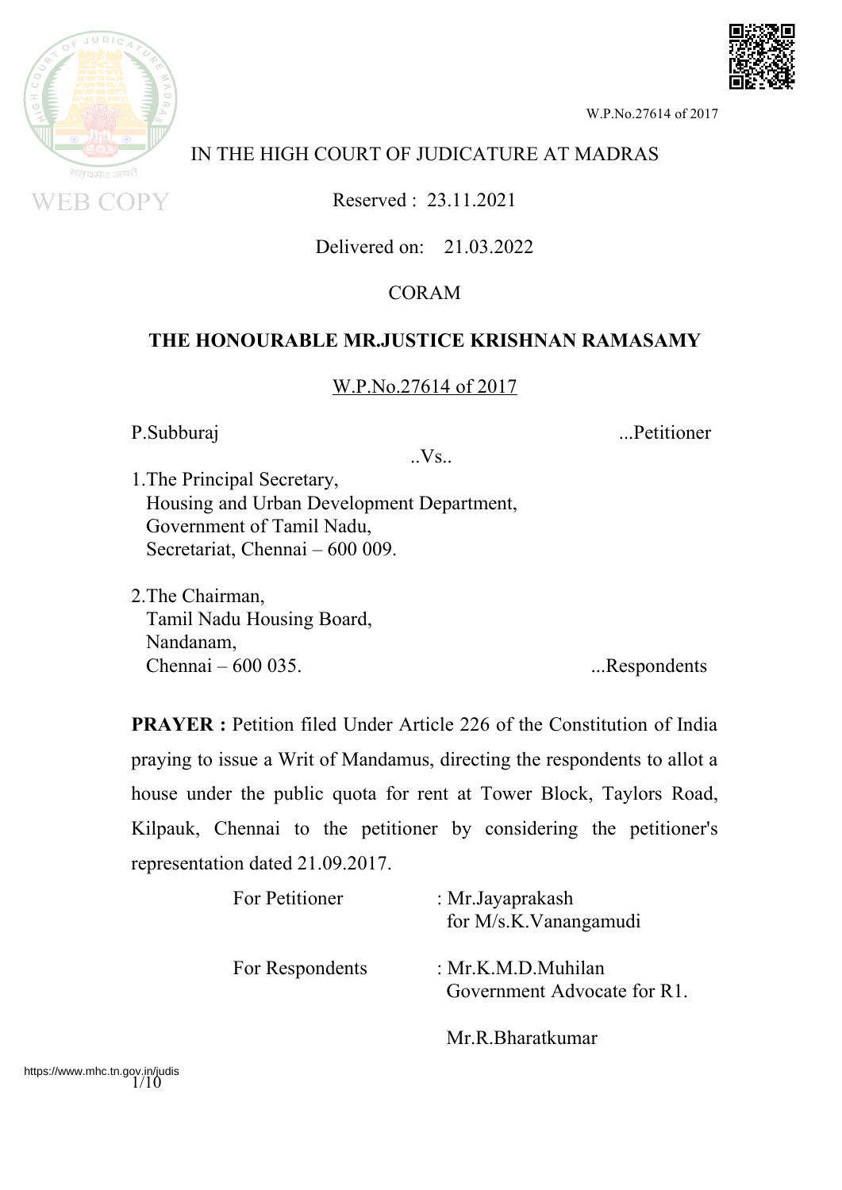IN THE HIGH COURT OF JUDICATURE AT MADRAS

Reserved : 23.11.2021

Delivered on: 21.03.2022

CORAM

**THE HONOURABLE MR.JUSTICE KRISHNAN RAMASAMY**

W.P.No.27614 of 2017

P.Subburaj ...Petitioner

..Vs..

1.The Principal Secretary,
Housing and Urban Development Department,
Government of Tamil Nadu,
Secretariat, Chennai – 600 009.

2.The Chairman,
Tamil Nadu Housing Board,
Nandanam,
Chennai – 600 035. ...Respondents

**PRAYER :** Petition filed Under Article 226 of the Constitution of India praying to issue a Writ of Mandamus, directing the respondents to allot a house under the public quota for rent at Tower Block, Taylors Road, Kilpauk, Chennai to the petitioner by considering the petitioner's representation dated 21.09.2017.

| | |
|---|---|
| For Petitioner | : Mr.Jayaprakash for M/s.K.Vanangamudi |
| For Respondents | : Mr.K.M.D.Muhilan Government Advocate for R1. |
| | Mr.R.Bharatkumar |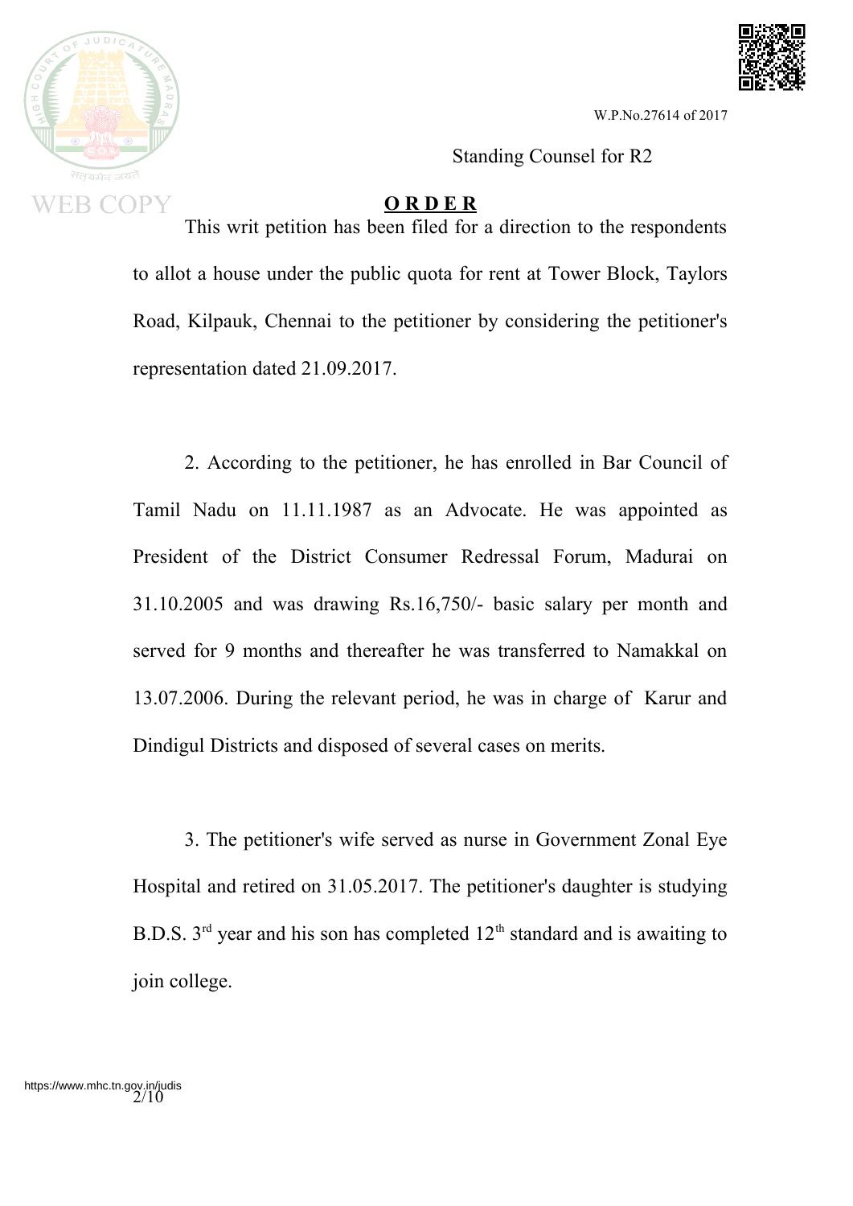Standing Counsel for R2

**O R D E R**

This writ petition has been filed for a direction to the respondents to allot a house under the public quota for rent at Tower Block, Taylors Road, Kilpauk, Chennai to the petitioner by considering the petitioner's representation dated 21.09.2017.

2. According to the petitioner, he has enrolled in Bar Council of Tamil Nadu on 11.11.1987 as an Advocate. He was appointed as President of the District Consumer Redressal Forum, Madurai on 31.10.2005 and was drawing Rs.16,750/- basic salary per month and served for 9 months and thereafter he was transferred to Namakkal on 13.07.2006. During the relevant period, he was in charge of Karur and Dindigul Districts and disposed of several cases on merits.

3. The petitioner's wife served as nurse in Government Zonal Eye Hospital and retired on 31.05.2017. The petitioner's daughter is studying B.D.S. 3rd year and his son has completed 12th standard and is awaiting to join college.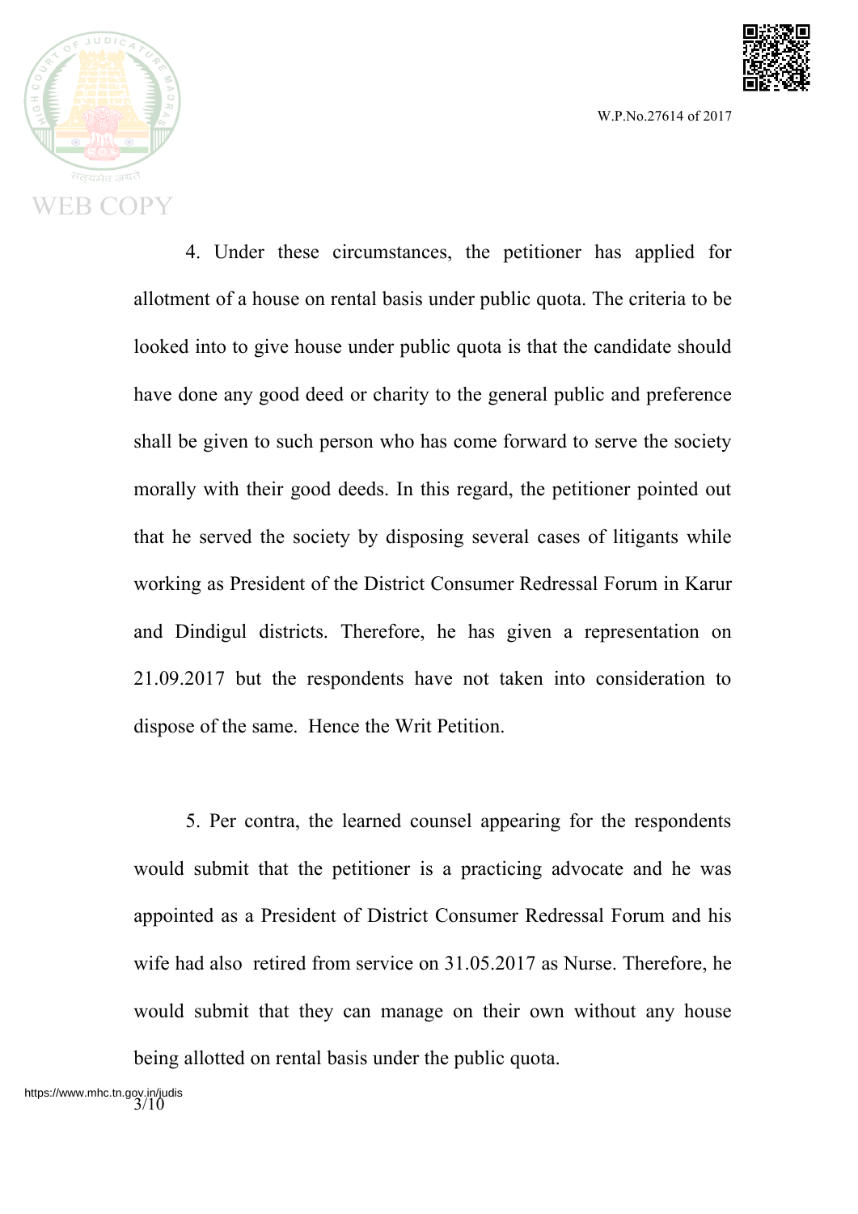4. Under these circumstances, the petitioner has applied for allotment of a house on rental basis under public quota. The criteria to be looked into to give house under public quota is that the candidate should have done any good deed or charity to the general public and preference shall be given to such person who has come forward to serve the society morally with their good deeds. In this regard, the petitioner pointed out that he served the society by disposing several cases of litigants while working as President of the District Consumer Redressal Forum in Karur and Dindigul districts. Therefore, he has given a representation on 21.09.2017 but the respondents have not taken into consideration to dispose of the same. Hence the Writ Petition.

5. Per contra, the learned counsel appearing for the respondents would submit that the petitioner is a practicing advocate and he was appointed as a President of District Consumer Redressal Forum and his wife had also retired from service on 31.05.2017 as Nurse. Therefore, he would submit that they can manage on their own without any house being allotted on rental basis under the public quota.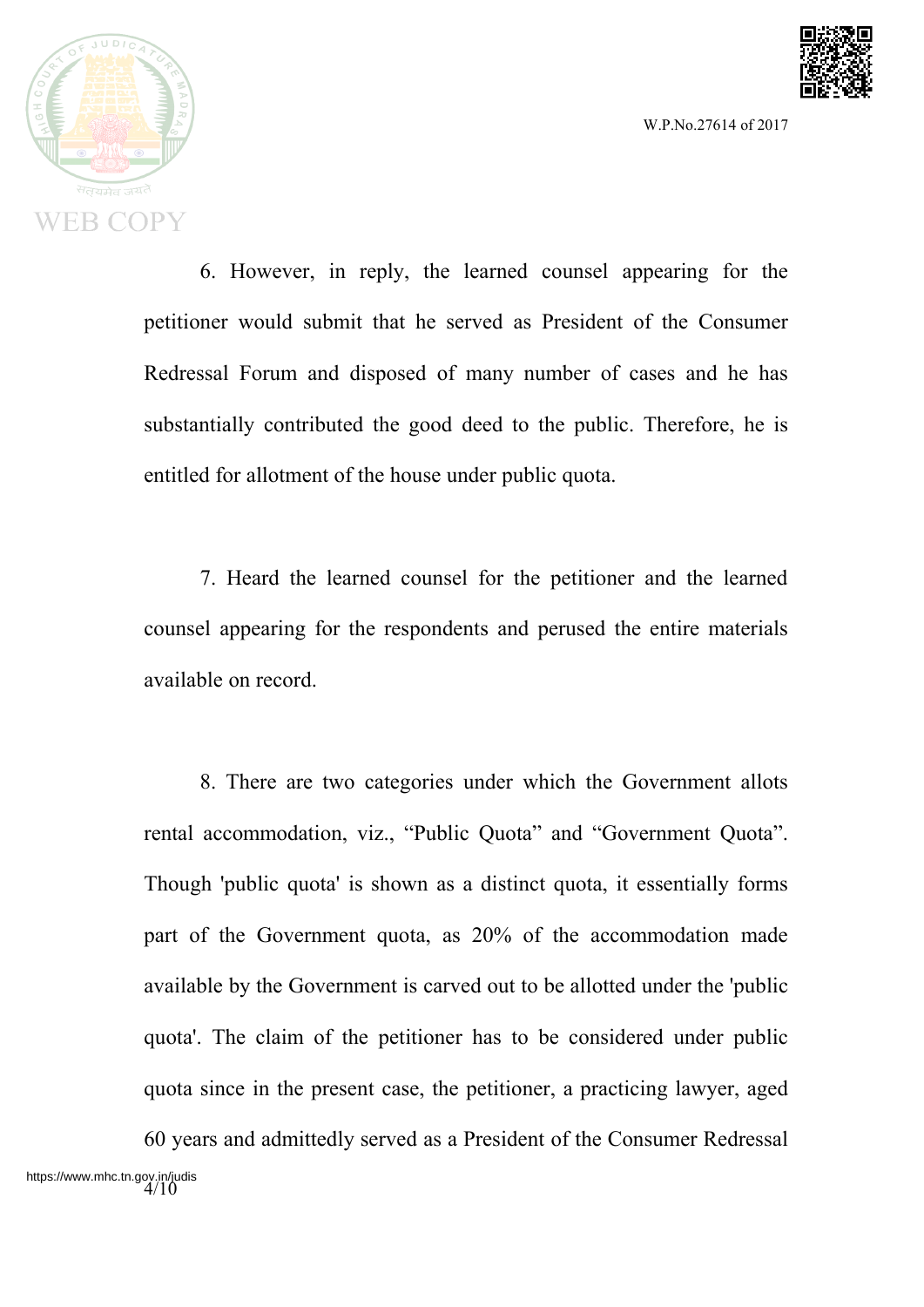6. However, in reply, the learned counsel appearing for the petitioner would submit that he served as President of the Consumer Redressal Forum and disposed of many number of cases and he has substantially contributed the good deed to the public. Therefore, he is entitled for allotment of the house under public quota.

7. Heard the learned counsel for the petitioner and the learned counsel appearing for the respondents and perused the entire materials available on record.

8. There are two categories under which the Government allots rental accommodation, viz., "Public Quota" and "Government Quota". Though 'public quota' is shown as a distinct quota, it essentially forms part of the Government quota, as 20% of the accommodation made available by the Government is carved out to be allotted under the 'public quota'. The claim of the petitioner has to be considered under public quota since in the present case, the petitioner, a practicing lawyer, aged 60 years and admittedly served as a President of the Consumer Redressal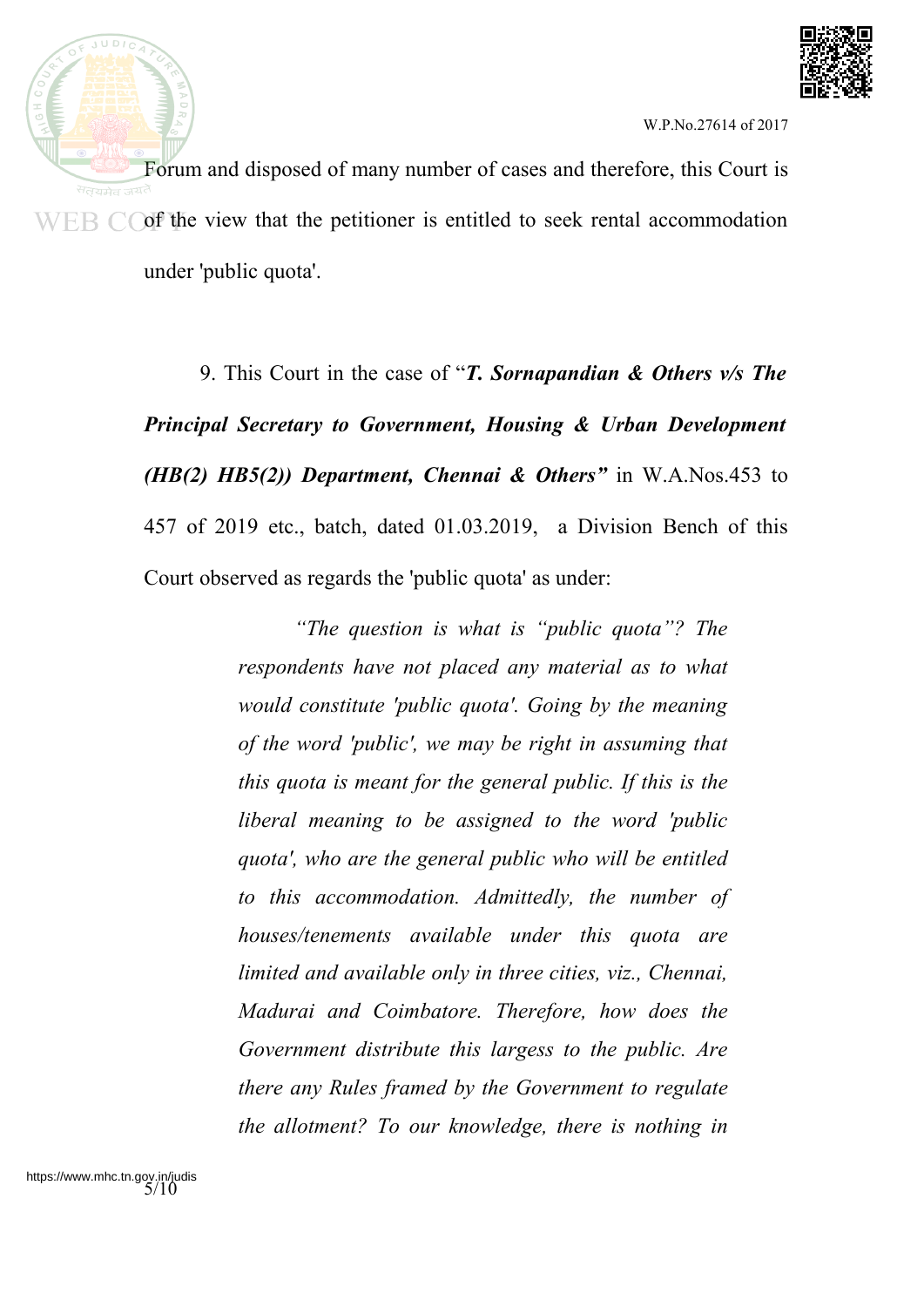Forum and disposed of many number of cases and therefore, this Court is of the view that the petitioner is entitled to seek rental accommodation under 'public quota'.

9. This Court in the case of "***T. Sornapandian & Others v/s The Principal Secretary to Government, Housing & Urban Development (HB(2) HB5(2)) Department, Chennai & Others"*** in W.A.Nos.453 to 457 of 2019 etc., batch, dated 01.03.2019, a Division Bench of this Court observed as regards the 'public quota' as under:

> *"The question is what is "public quota"? The respondents have not placed any material as to what would constitute 'public quota'. Going by the meaning of the word 'public', we may be right in assuming that this quota is meant for the general public. If this is the liberal meaning to be assigned to the word 'public quota', who are the general public who will be entitled to this accommodation. Admittedly, the number of houses/tenements available under this quota are limited and available only in three cities, viz., Chennai, Madurai and Coimbatore. Therefore, how does the Government distribute this largess to the public. Are there any Rules framed by the Government to regulate the allotment? To our knowledge, there is nothing in*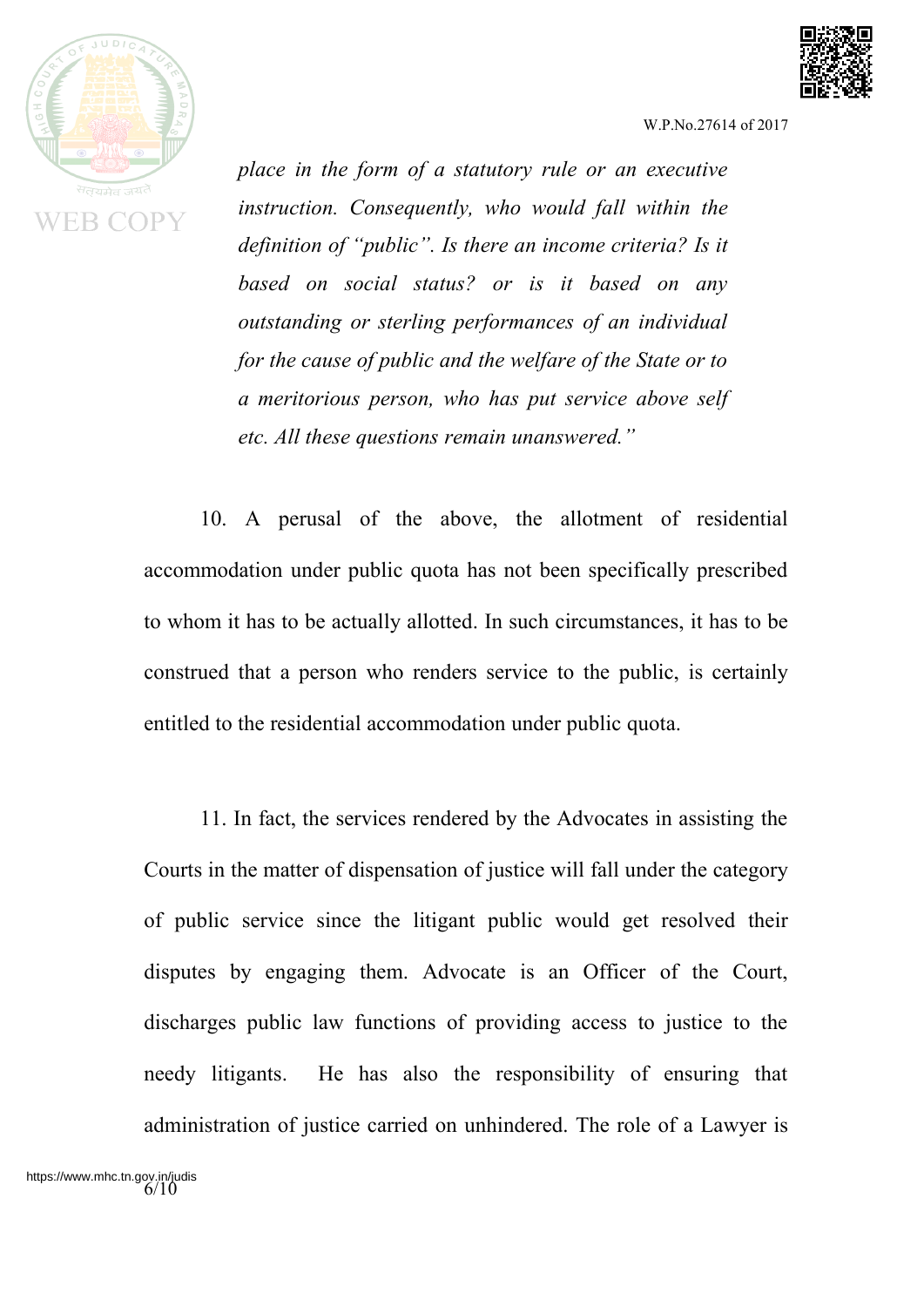*place in the form of a statutory rule or an executive instruction. Consequently, who would fall within the definition of "public". Is there an income criteria? Is it based on social status? or is it based on any outstanding or sterling performances of an individual for the cause of public and the welfare of the State or to a meritorious person, who has put service above self etc. All these questions remain unanswered."*

10. A perusal of the above, the allotment of residential accommodation under public quota has not been specifically prescribed to whom it has to be actually allotted. In such circumstances, it has to be construed that a person who renders service to the public, is certainly entitled to the residential accommodation under public quota.

11. In fact, the services rendered by the Advocates in assisting the Courts in the matter of dispensation of justice will fall under the category of public service since the litigant public would get resolved their disputes by engaging them. Advocate is an Officer of the Court, discharges public law functions of providing access to justice to the needy litigants. He has also the responsibility of ensuring that administration of justice carried on unhindered. The role of a Lawyer is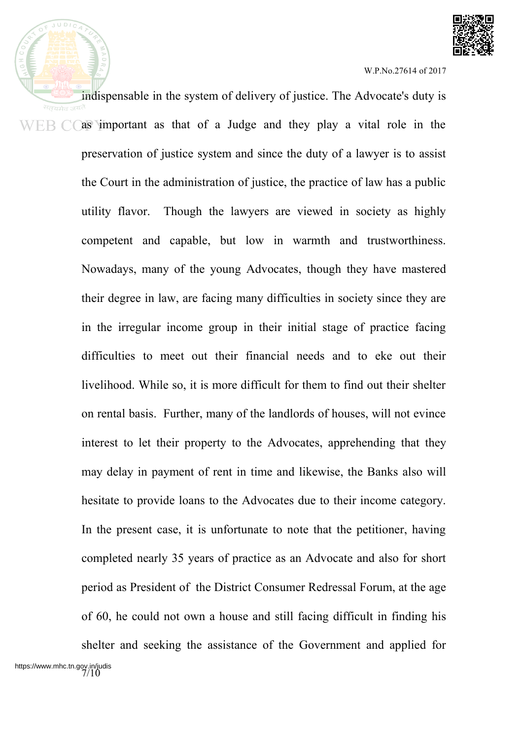indispensable in the system of delivery of justice. The Advocate's duty is as important as that of a Judge and they play a vital role in the preservation of justice system and since the duty of a lawyer is to assist the Court in the administration of justice, the practice of law has a public utility flavor. Though the lawyers are viewed in society as highly competent and capable, but low in warmth and trustworthiness. Nowadays, many of the young Advocates, though they have mastered their degree in law, are facing many difficulties in society since they are in the irregular income group in their initial stage of practice facing difficulties to meet out their financial needs and to eke out their livelihood. While so, it is more difficult for them to find out their shelter on rental basis. Further, many of the landlords of houses, will not evince interest to let their property to the Advocates, apprehending that they may delay in payment of rent in time and likewise, the Banks also will hesitate to provide loans to the Advocates due to their income category. In the present case, it is unfortunate to note that the petitioner, having completed nearly 35 years of practice as an Advocate and also for short period as President of the District Consumer Redressal Forum, at the age of 60, he could not own a house and still facing difficult in finding his shelter and seeking the assistance of the Government and applied for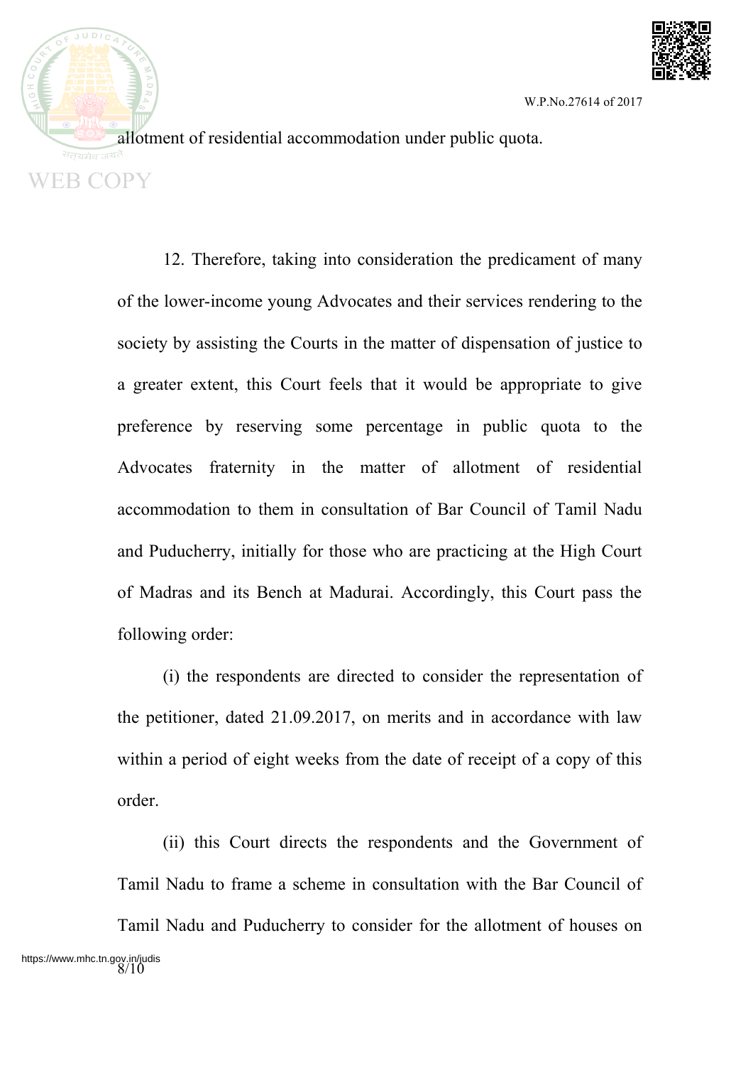allotment of residential accommodation under public quota.

12. Therefore, taking into consideration the predicament of many of the lower-income young Advocates and their services rendering to the society by assisting the Courts in the matter of dispensation of justice to a greater extent, this Court feels that it would be appropriate to give preference by reserving some percentage in public quota to the Advocates fraternity in the matter of allotment of residential accommodation to them in consultation of Bar Council of Tamil Nadu and Puducherry, initially for those who are practicing at the High Court of Madras and its Bench at Madurai. Accordingly, this Court pass the following order:

(i) the respondents are directed to consider the representation of the petitioner, dated 21.09.2017, on merits and in accordance with law within a period of eight weeks from the date of receipt of a copy of this order.

(ii) this Court directs the respondents and the Government of Tamil Nadu to frame a scheme in consultation with the Bar Council of Tamil Nadu and Puducherry to consider for the allotment of houses on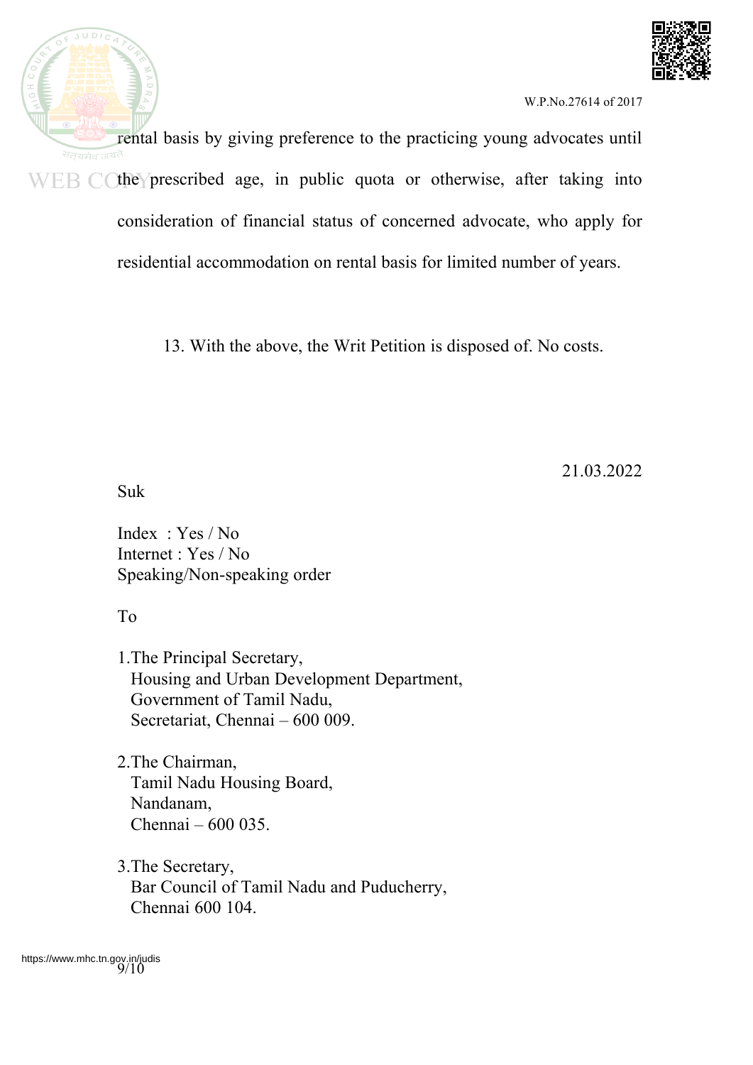rental basis by giving preference to the practicing young advocates until the prescribed age, in public quota or otherwise, after taking into consideration of financial status of concerned advocate, who apply for residential accommodation on rental basis for limited number of years.

13. With the above, the Writ Petition is disposed of. No costs.

21.03.2022

Suk

Index : Yes / No
Internet : Yes / No
Speaking/Non-speaking order

To

1.The Principal Secretary,
Housing and Urban Development Department,
Government of Tamil Nadu,
Secretariat, Chennai – 600 009.

2.The Chairman,
Tamil Nadu Housing Board,
Nandanam,
Chennai – 600 035.

3.The Secretary,
Bar Council of Tamil Nadu and Puducherry,
Chennai 600 104.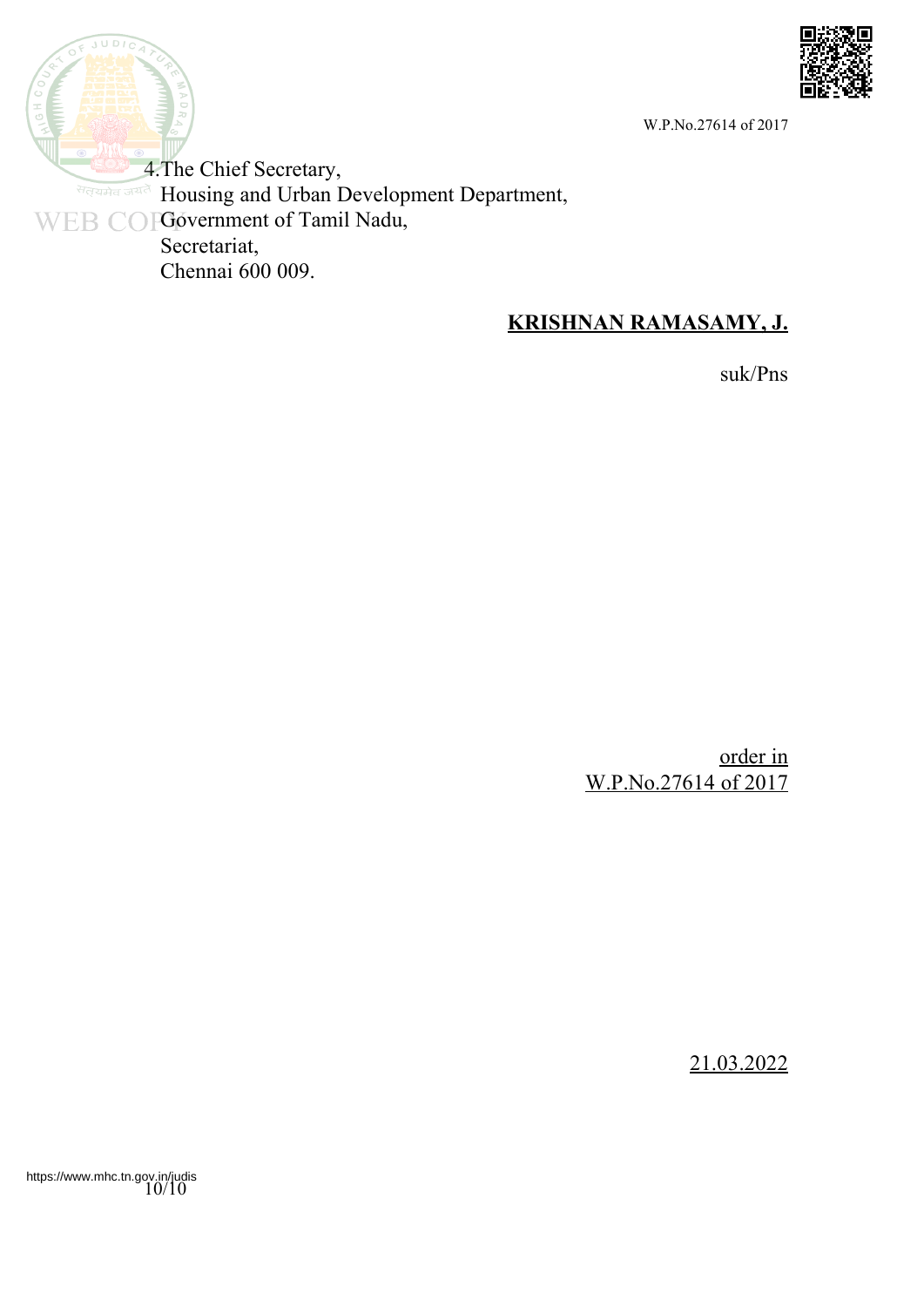4.The Chief Secretary,
Housing and Urban Development Department,
Government of Tamil Nadu,
Secretariat,
Chennai 600 009.

**KRISHNAN RAMASAMY, J.**

suk/Pns

order in
W.P.No.27614 of 2017

21.03.2022